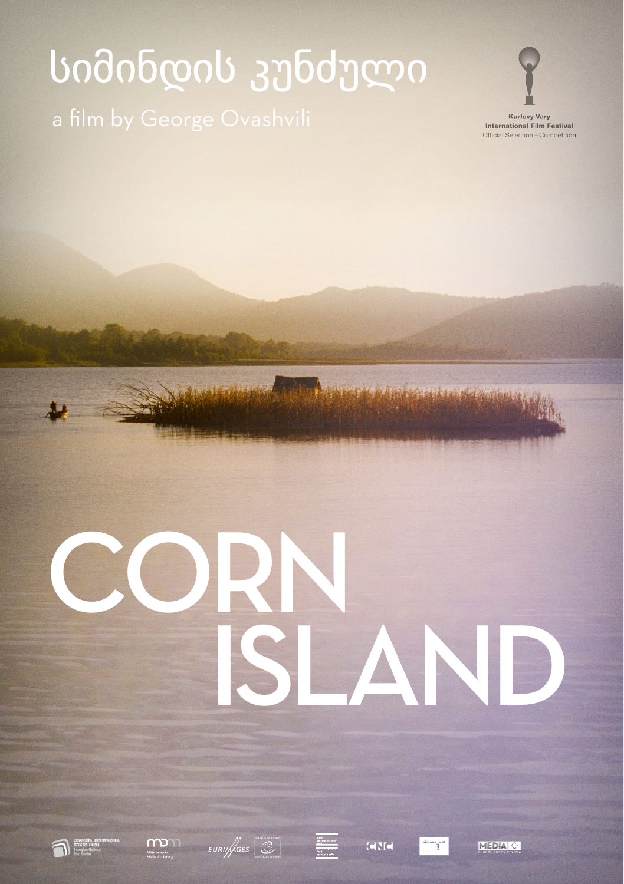# სიმინდის კუნძული

a film by George Ovashvili

Karlovy Vary
International Film Festival
Official Selection – Competition

# CORN ISLAND

Georgian National Film Center

Mitteldeutsche Medienförderung

EURIMAGES

COUNCIL OF EUROPE

state cinematography fund czech republic

CNC

visions_est

MEDIA
EUROPE LOVES CINEMA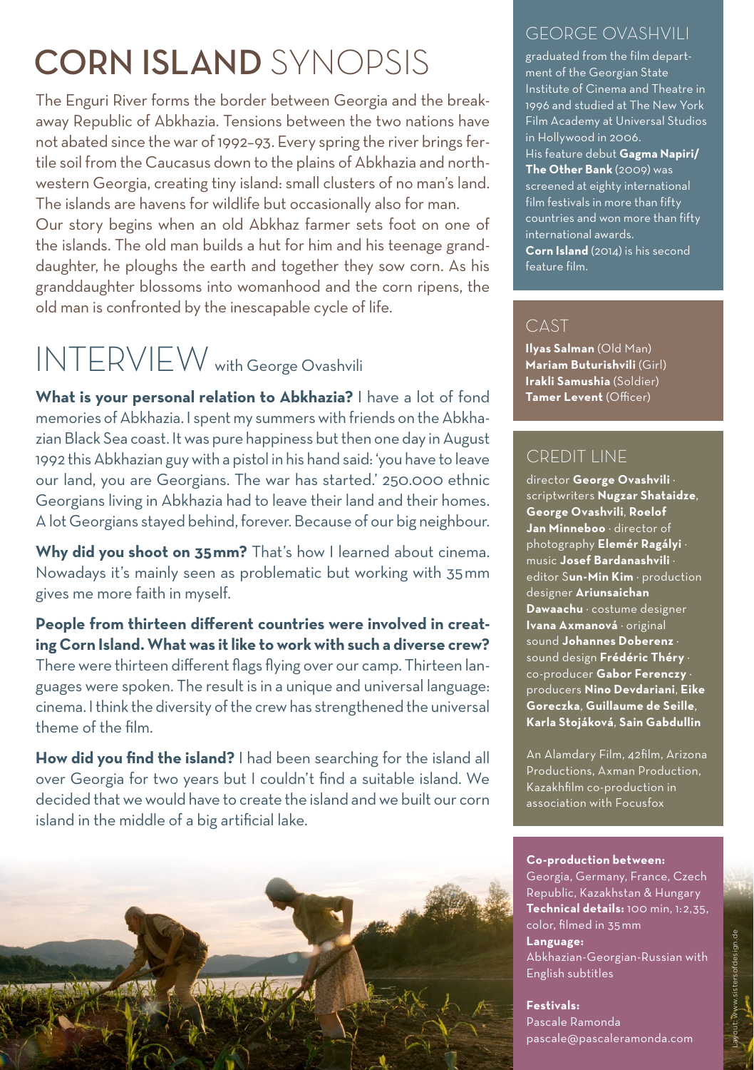# CORN ISLAND SYNOPSIS

The Enguri River forms the border between Georgia and the breakaway Republic of Abkhazia. Tensions between the two nations have not abated since the war of 1992–93. Every spring the river brings fertile soil from the Caucasus down to the plains of Abkhazia and northwestern Georgia, creating tiny island: small clusters of no man's land. The islands are havens for wildlife but occasionally also for man.
Our story begins when an old Abkhaz farmer sets foot on one of the islands. The old man builds a hut for him and his teenage granddaughter, he ploughs the earth and together they sow corn. As his granddaughter blossoms into womanhood and the corn ripens, the old man is confronted by the inescapable cycle of life.

# INTERVIEW with George Ovashvili

**What is your personal relation to Abkhazia?** I have a lot of fond memories of Abkhazia. I spent my summers with friends on the Abkhazian Black Sea coast. It was pure happiness but then one day in August 1992 this Abkhazian guy with a pistol in his hand said: 'you have to leave our land, you are Georgians. The war has started.' 250.000 ethnic Georgians living in Abkhazia had to leave their land and their homes. A lot Georgians stayed behind, forever. Because of our big neighbour.

**Why did you shoot on 35 mm?** That's how I learned about cinema. Nowadays it's mainly seen as problematic but working with 35 mm gives me more faith in myself.

**People from thirteen different countries were involved in creating Corn Island. What was it like to work with such a diverse crew?** There were thirteen different flags flying over our camp. Thirteen languages were spoken. The result is in a unique and universal language: cinema. I think the diversity of the crew has strengthened the universal theme of the film.

**How did you find the island?** I had been searching for the island all over Georgia for two years but I couldn't find a suitable island. We decided that we would have to create the island and we built our corn island in the middle of a big artificial lake.

## GEORGE OVASHVILI

graduated from the film department of the Georgian State Institute of Cinema and Theatre in 1996 and studied at The New York Film Academy at Universal Studios in Hollywood in 2006.
His feature debut **Gagma Napiri/ The Other Bank** (2009) was screened at eighty international film festivals in more than fifty countries and won more than fifty international awards.
**Corn Island** (2014) is his second feature film.

## CAST

**Ilyas Salman** (Old Man)
**Mariam Buturishvili** (Girl)
**Irakli Samushia** (Soldier)
**Tamer Levent** (Officer)

## CREDIT LINE

director **George Ovashvili** · scriptwriters **Nugzar Shataidze**, **George Ovashvili**, **Roelof Jan Minneboo** · director of photography **Elemér Ragályi** · music **Josef Bardanashvili** · editor **Sun-Min Kim** · production designer **Ariunsaichan Dawaachu** · costume designer **Ivana Axmanová** · original sound **Johannes Doberenz** · sound design **Frédéric Théry** · co-producer **Gabor Ferenczy** · producers **Nino Devdariani**, **Eike Goreczka**, **Guillaume de Seille**, **Karla Stojáková**, **Sain Gabdullin**

An Alamdary Film, 42film, Arizona Productions, Axman Production, Kazakhfilm co-production in association with Focusfox

**Co-production between:**
Georgia, Germany, France, Czech Republic, Kazakhstan & Hungary
**Technical details:** 100 min, 1:2,35, color, filmed in 35 mm
**Language:**
Abkhazian-Georgian-Russian with English subtitles

**Festivals:**
Pascale Ramonda
pascale@pascaleramonda.com

Layout: www.sistersofdesign.de